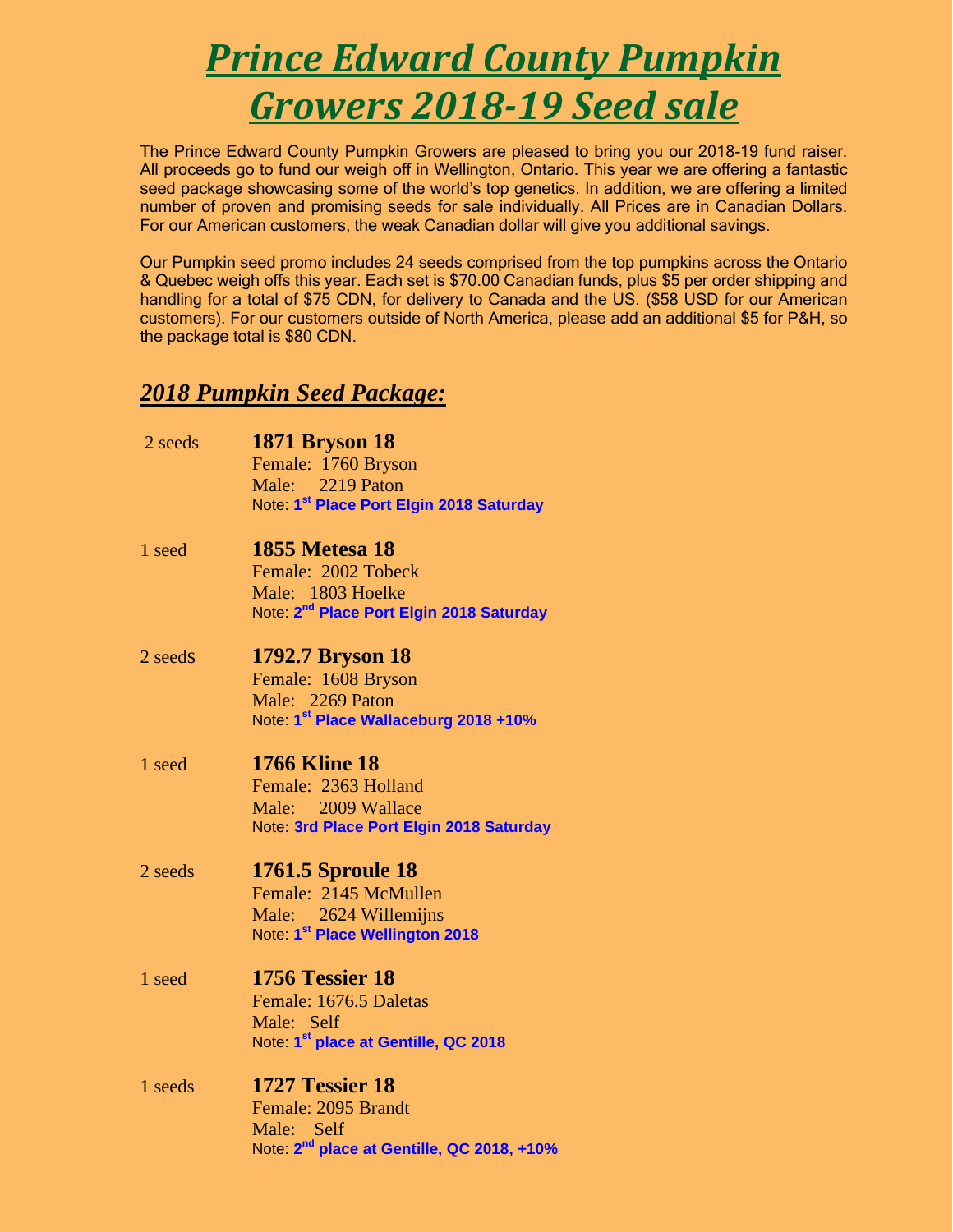# ***Prince Edward County Pumpkin Growers 2018-19 Seed sale***

The Prince Edward County Pumpkin Growers are pleased to bring you our 2018-19 fund raiser. All proceeds go to fund our weigh off in Wellington, Ontario. This year we are offering a fantastic seed package showcasing some of the world's top genetics. In addition, we are offering a limited number of proven and promising seeds for sale individually. All Prices are in Canadian Dollars. For our American customers, the weak Canadian dollar will give you additional savings.

Our Pumpkin seed promo includes 24 seeds comprised from the top pumpkins across the Ontario & Quebec weigh offs this year. Each set is $70.00 Canadian funds, plus $5 per order shipping and handling for a total of $75 CDN, for delivery to Canada and the US. ($58 USD for our American customers). For our customers outside of North America, please add an additional $5 for P&H, so the package total is $80 CDN.

## ***2018 Pumpkin Seed Package:***

2 seeds **1871 Bryson 18**
Female: 1760 Bryson
Male: 2219 Paton
Note: **1st Place Port Elgin 2018 Saturday**

1 seed **1855 Metesa 18**
Female: 2002 Tobeck
Male: 1803 Hoelke
Note: **2nd Place Port Elgin 2018 Saturday**

2 seeds **1792.7 Bryson 18**
Female: 1608 Bryson
Male: 2269 Paton
Note: **1st Place Wallaceburg 2018 +10%**

1 seed **1766 Kline 18**
Female: 2363 Holland
Male: 2009 Wallace
Note: **3rd Place Port Elgin 2018 Saturday**

2 seeds **1761.5 Sproule 18**
Female: 2145 McMullen
Male: 2624 Willemijns
Note: **1st Place Wellington 2018**

1 seed **1756 Tessier 18**
Female: 1676.5 Daletas
Male: Self
Note: **1st place at Gentille, QC 2018**

1 seeds **1727 Tessier 18**
Female: 2095 Brandt
Male: Self
Note: **2nd place at Gentille, QC 2018, +10%**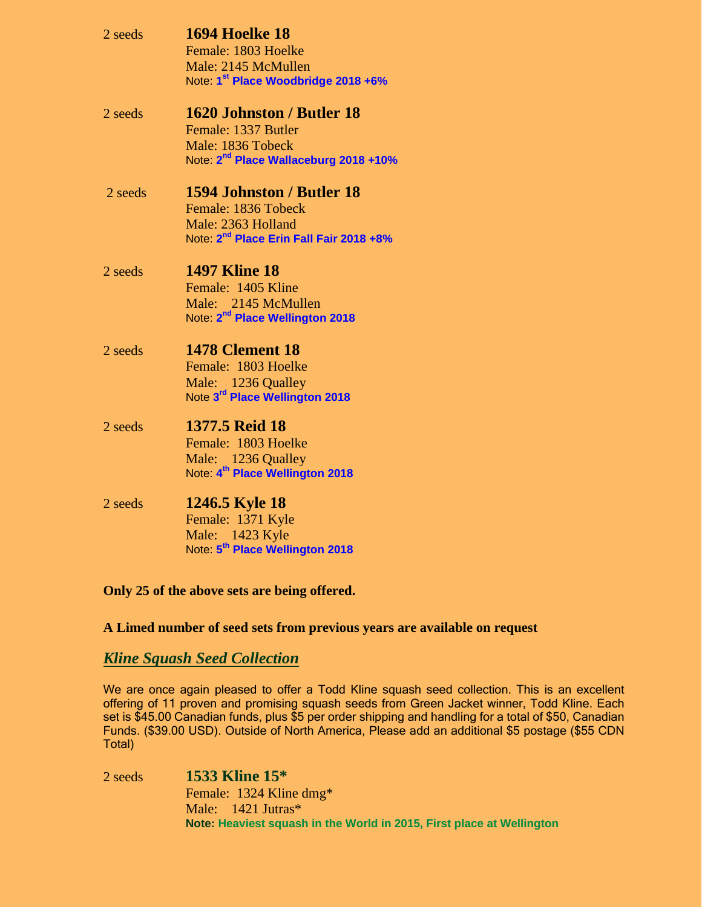2 seeds **1694 Hoelke 18**
Female: 1803 Hoelke
Male: 2145 McMullen
Note: **1st Place Woodbridge 2018 +6%**

2 seeds **1620 Johnston / Butler 18**
Female: 1337 Butler
Male: 1836 Tobeck
Note: **2nd Place Wallaceburg 2018 +10%**

2 seeds **1594 Johnston / Butler 18**
Female: 1836 Tobeck
Male: 2363 Holland
Note: **2nd Place Erin Fall Fair 2018 +8%**

2 seeds **1497 Kline 18**
Female: 1405 Kline
Male: 2145 McMullen
Note: **2nd Place Wellington 2018**

2 seeds **1478 Clement 18**
Female: 1803 Hoelke
Male: 1236 Qualley
Note **3rd Place Wellington 2018**

2 seeds **1377.5 Reid 18**
Female: 1803 Hoelke
Male: 1236 Qualley
Note: **4th Place Wellington 2018**

2 seeds **1246.5 Kyle 18**
Female: 1371 Kyle
Male: 1423 Kyle
Note: **5th Place Wellington 2018**

**Only 25 of the above sets are being offered.**

**A Limed number of seed sets from previous years are available on request**

## ***Kline Squash Seed Collection***

We are once again pleased to offer a Todd Kline squash seed collection. This is an excellent offering of 11 proven and promising squash seeds from Green Jacket winner, Todd Kline. Each set is $45.00 Canadian funds, plus $5 per order shipping and handling for a total of $50, Canadian Funds. ($39.00 USD). Outside of North America, Please add an additional $5 postage ($55 CDN Total)

2 seeds **1533 Kline 15***
Female: 1324 Kline dmg*
Male: 1421 Jutras*
**Note: Heaviest squash in the World in 2015, First place at Wellington**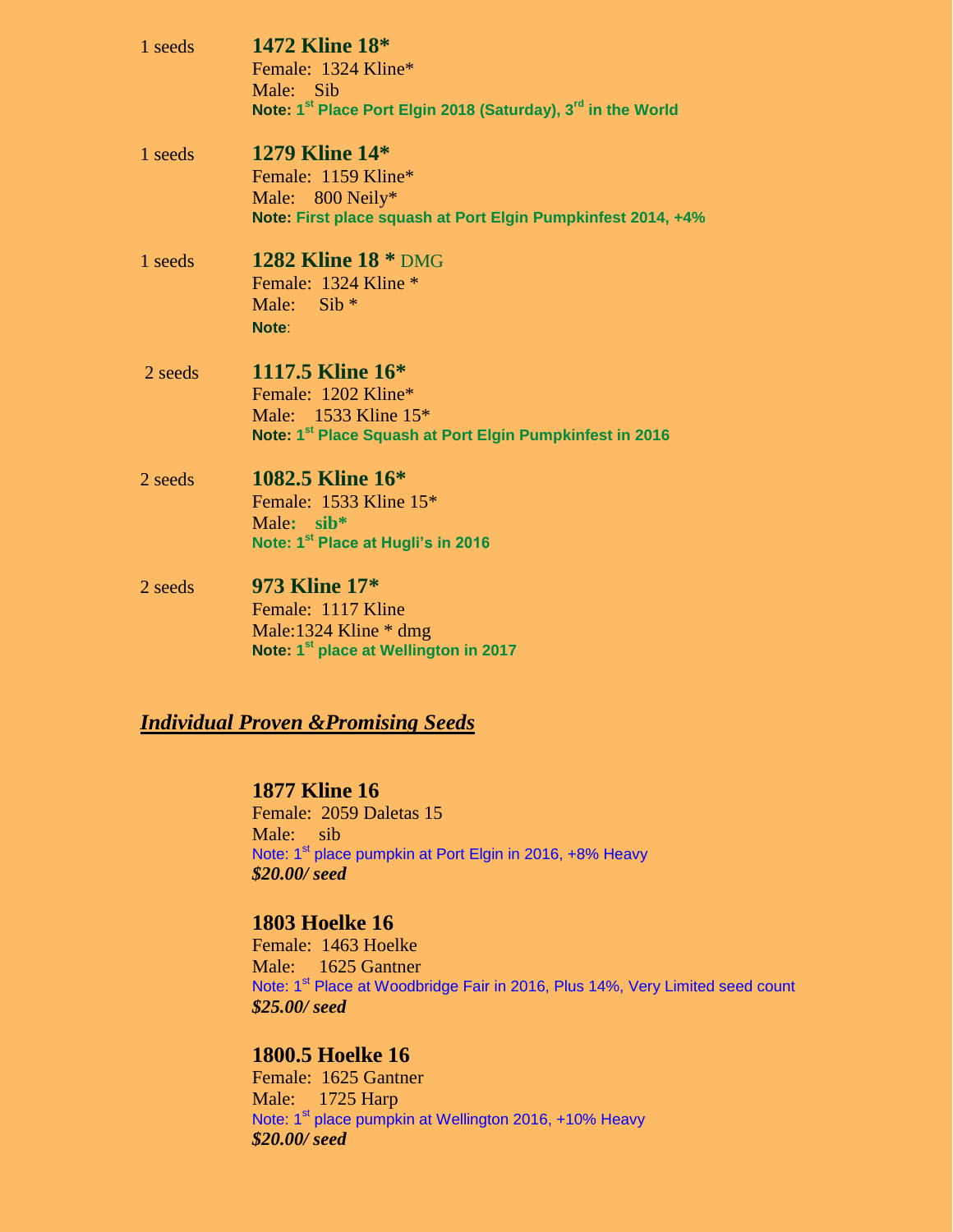1 seeds **1472 Kline 18***
Female: 1324 Kline*
Male: Sib
**Note: 1st Place Port Elgin 2018 (Saturday), 3rd in the World**

1 seeds **1279 Kline 14***
Female: 1159 Kline*
Male: 800 Neily*
**Note: First place squash at Port Elgin Pumpkinfest 2014, +4%**

1 seeds **1282 Kline 18 *** DMG
Female: 1324 Kline *
Male: Sib *
**Note**:

2 seeds **1117.5 Kline 16***
Female: 1202 Kline*
Male: 1533 Kline 15*
**Note: 1st Place Squash at Port Elgin Pumpkinfest in 2016**

2 seeds **1082.5 Kline 16***
Female: 1533 Kline 15*
Male: **sib***
**Note: 1st Place at Hugli's in 2016**

2 seeds **973 Kline 17***
Female: 1117 Kline
Male:1324 Kline * dmg
**Note: 1st place at Wellington in 2017**

## ***Individual Proven &Promising Seeds***

**1877 Kline 16**
Female: 2059 Daletas 15
Male: sib
Note: 1st place pumpkin at Port Elgin in 2016, +8% Heavy
***$20.00/ seed***

**1803 Hoelke 16**
Female: 1463 Hoelke
Male: 1625 Gantner
Note: 1st Place at Woodbridge Fair in 2016, Plus 14%, Very Limited seed count
***$25.00/ seed***

**1800.5 Hoelke 16**
Female: 1625 Gantner
Male: 1725 Harp
Note: 1st place pumpkin at Wellington 2016, +10% Heavy
***$20.00/ seed***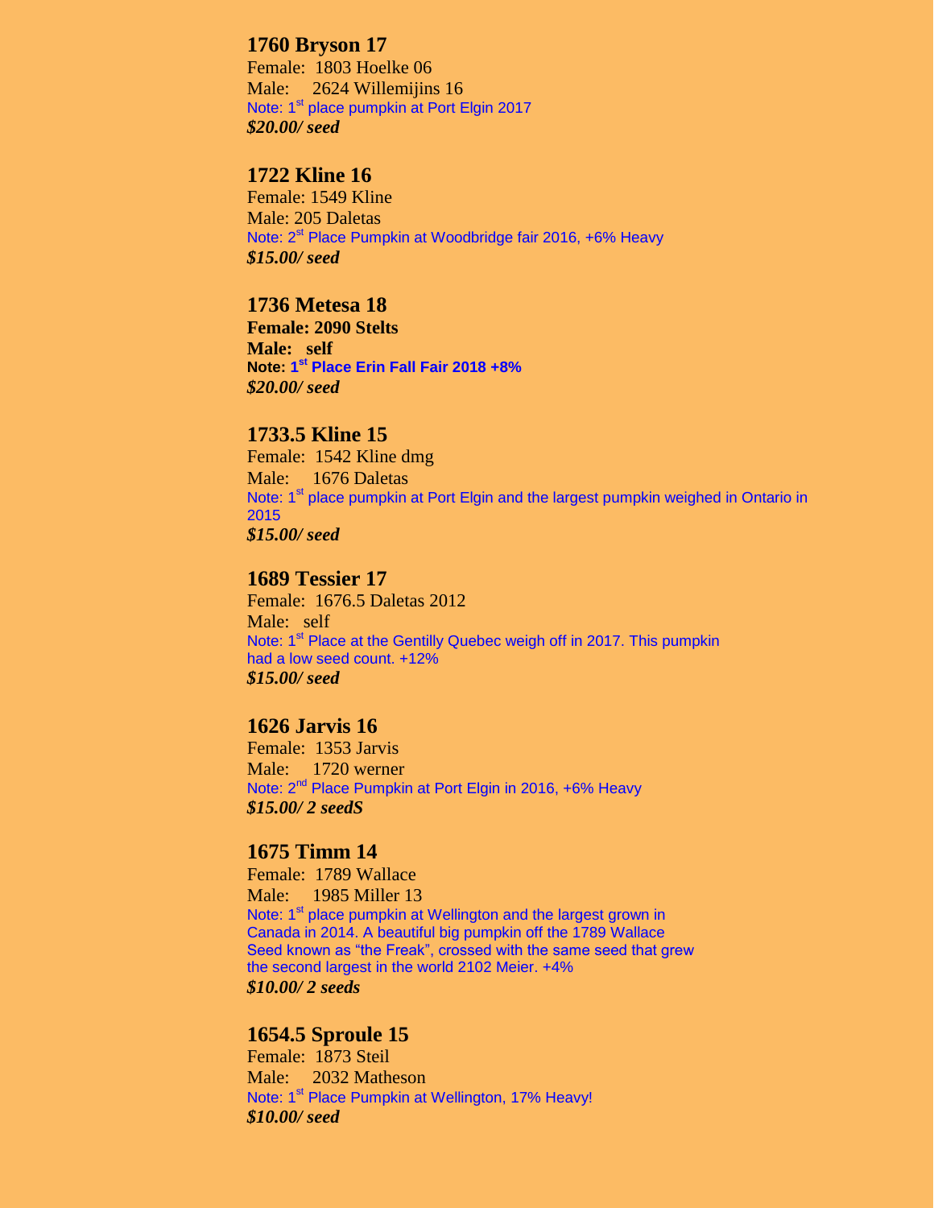### 1760 Bryson 17

Female: 1803 Hoelke 06
Male: 2624 Willemijins 16
Note: 1st place pumpkin at Port Elgin 2017
***$20.00/ seed***

### 1722 Kline 16

Female: 1549 Kline
Male: 205 Daletas
Note: 2st Place Pumpkin at Woodbridge fair 2016, +6% Heavy
***$15.00/ seed***

### 1736 Metesa 18

**Female: 2090 Stelts**
**Male: self**
**Note: 1st Place Erin Fall Fair 2018 +8%**
***$20.00/ seed***

### 1733.5 Kline 15

Female: 1542 Kline dmg
Male: 1676 Daletas
Note: 1st place pumpkin at Port Elgin and the largest pumpkin weighed in Ontario in 2015
***$15.00/ seed***

### 1689 Tessier 17

Female: 1676.5 Daletas 2012
Male: self
Note: 1st Place at the Gentilly Quebec weigh off in 2017. This pumpkin had a low seed count. +12%
***$15.00/ seed***

### 1626 Jarvis 16

Female: 1353 Jarvis
Male: 1720 werner
Note: 2nd Place Pumpkin at Port Elgin in 2016, +6% Heavy
***$15.00/ 2 seedS***

### 1675 Timm 14

Female: 1789 Wallace
Male: 1985 Miller 13
Note: 1st place pumpkin at Wellington and the largest grown in Canada in 2014. A beautiful big pumpkin off the 1789 Wallace Seed known as "the Freak", crossed with the same seed that grew the second largest in the world 2102 Meier. +4%
***$10.00/ 2 seeds***

### 1654.5 Sproule 15

Female: 1873 Steil
Male: 2032 Matheson
Note: 1st Place Pumpkin at Wellington, 17% Heavy!
***$10.00/ seed***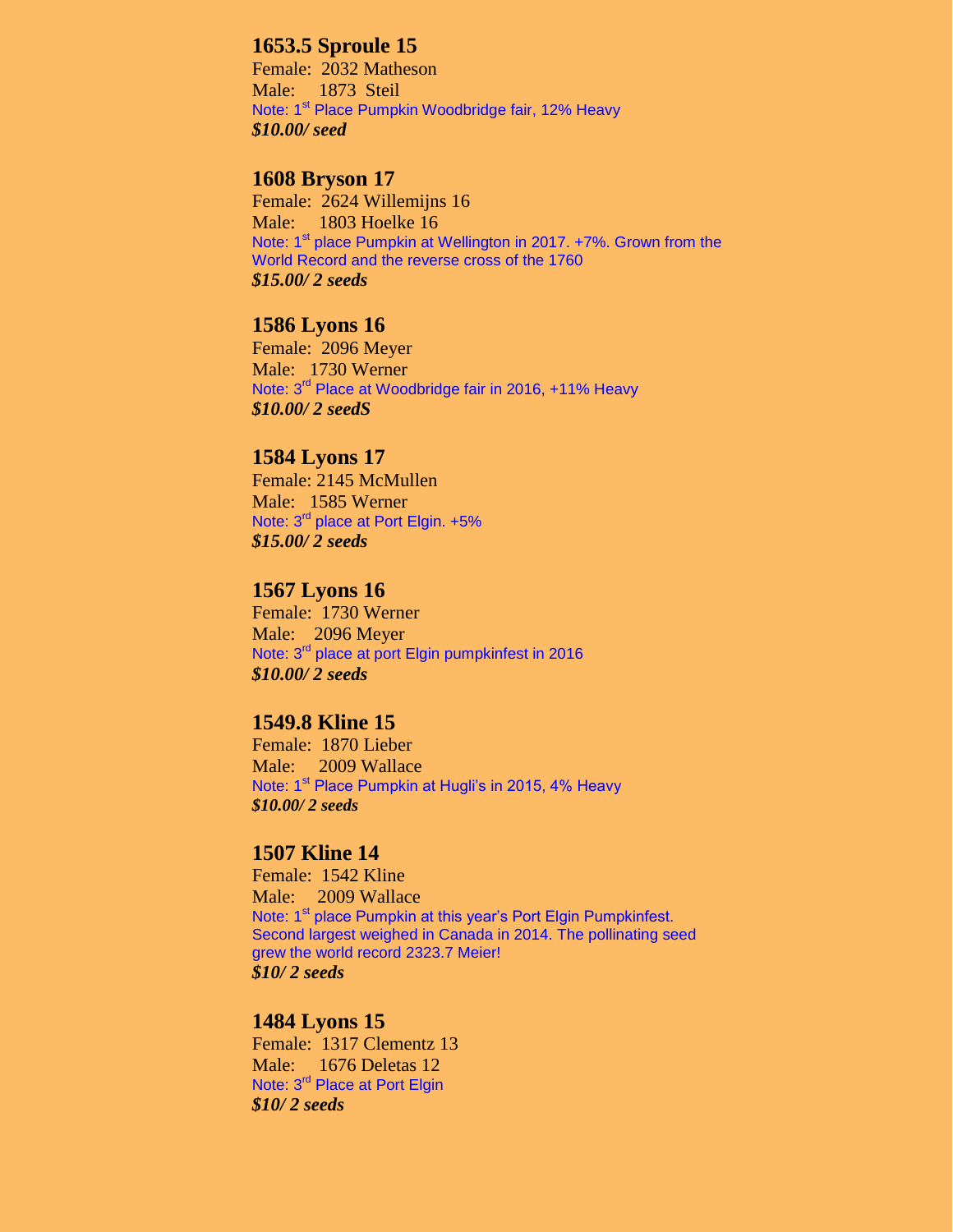### 1653.5 Sproule 15

Female: 2032 Matheson
Male: 1873 Steil
Note: 1st Place Pumpkin Woodbridge fair, 12% Heavy
***$10.00/ seed***

### 1608 Bryson 17

Female: 2624 Willemijns 16
Male: 1803 Hoelke 16
Note: 1st place Pumpkin at Wellington in 2017. +7%. Grown from the World Record and the reverse cross of the 1760
***$15.00/ 2 seeds***

### 1586 Lyons 16

Female: 2096 Meyer
Male: 1730 Werner
Note: 3rd Place at Woodbridge fair in 2016, +11% Heavy
***$10.00/ 2 seedS***

### 1584 Lyons 17

Female: 2145 McMullen
Male: 1585 Werner
Note: 3rd place at Port Elgin. +5%
***$15.00/ 2 seeds***

### 1567 Lyons 16

Female: 1730 Werner
Male: 2096 Meyer
Note: 3rd place at port Elgin pumpkinfest in 2016
***$10.00/ 2 seeds***

### 1549.8 Kline 15

Female: 1870 Lieber
Male: 2009 Wallace
Note: 1st Place Pumpkin at Hugli's in 2015, 4% Heavy
***$10.00/ 2 seeds***

### 1507 Kline 14

Female: 1542 Kline
Male: 2009 Wallace
Note: 1st place Pumpkin at this year's Port Elgin Pumpkinfest. Second largest weighed in Canada in 2014. The pollinating seed grew the world record 2323.7 Meier!
***$10/ 2 seeds***

### 1484 Lyons 15

Female: 1317 Clementz 13
Male: 1676 Deletas 12
Note: 3rd Place at Port Elgin
***$10/ 2 seeds***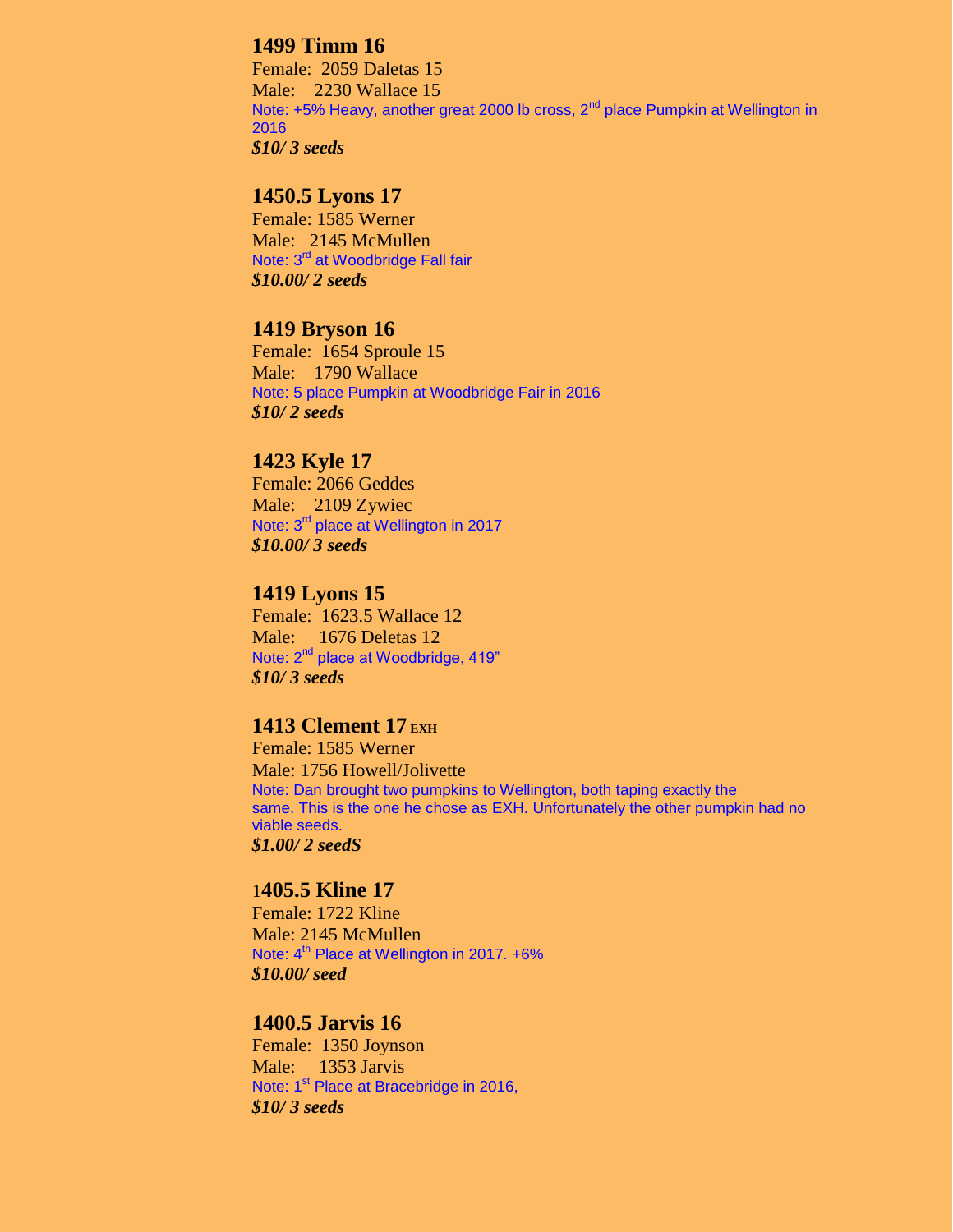### 1499 Timm 16

Female: 2059 Daletas 15
Male: 2230 Wallace 15
Note: +5% Heavy, another great 2000 lb cross, 2nd place Pumpkin at Wellington in 2016
***$10/ 3 seeds***

### 1450.5 Lyons 17

Female: 1585 Werner
Male: 2145 McMullen
Note: 3rd at Woodbridge Fall fair
***$10.00/ 2 seeds***

### 1419 Bryson 16

Female: 1654 Sproule 15
Male: 1790 Wallace
Note: 5 place Pumpkin at Woodbridge Fair in 2016
***$10/ 2 seeds***

### 1423 Kyle 17

Female: 2066 Geddes
Male: 2109 Zywiec
Note: 3rd place at Wellington in 2017
***$10.00/ 3 seeds***

### 1419 Lyons 15

Female: 1623.5 Wallace 12
Male: 1676 Deletas 12
Note: 2nd place at Woodbridge, 419"
***$10/ 3 seeds***

### 1413 Clement 17 EXH

Female: 1585 Werner
Male: 1756 Howell/Jolivette
Note: Dan brought two pumpkins to Wellington, both taping exactly the same. This is the one he chose as EXH. Unfortunately the other pumpkin had no viable seeds.
***$1.00/ 2 seedS***

### 1405.5 Kline 17

Female: 1722 Kline
Male: 2145 McMullen
Note: 4th Place at Wellington in 2017. +6%
***$10.00/ seed***

### 1400.5 Jarvis 16

Female: 1350 Joynson
Male: 1353 Jarvis
Note: 1st Place at Bracebridge in 2016,
***$10/ 3 seeds***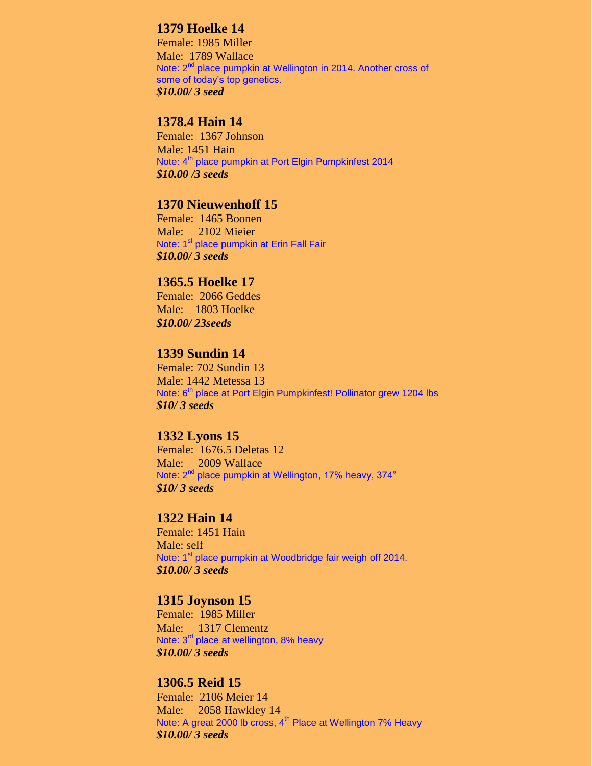### 1379 Hoelke 14

Female: 1985 Miller
Male: 1789 Wallace
Note: 2nd place pumpkin at Wellington in 2014. Another cross of some of today's top genetics.
***$10.00/ 3 seed***

### 1378.4 Hain 14

Female: 1367 Johnson
Male: 1451 Hain
Note: 4th place pumpkin at Port Elgin Pumpkinfest 2014
***$10.00 /3 seeds***

### 1370 Nieuwenhoff 15

Female: 1465 Boonen
Male: 2102 Mieier
Note: 1st place pumpkin at Erin Fall Fair
***$10.00/ 3 seeds***

### 1365.5 Hoelke 17

Female: 2066 Geddes
Male: 1803 Hoelke
***$10.00/ 23seeds***

### 1339 Sundin 14

Female: 702 Sundin 13
Male: 1442 Metessa 13
Note: 6th place at Port Elgin Pumpkinfest! Pollinator grew 1204 lbs
***$10/ 3 seeds***

### 1332 Lyons 15

Female: 1676.5 Deletas 12
Male: 2009 Wallace
Note: 2nd place pumpkin at Wellington, 17% heavy, 374"
***$10/ 3 seeds***

### 1322 Hain 14

Female: 1451 Hain
Male: self
Note: 1st place pumpkin at Woodbridge fair weigh off 2014.
***$10.00/ 3 seeds***

### 1315 Joynson 15

Female: 1985 Miller
Male: 1317 Clementz
Note: 3rd place at wellington, 8% heavy
***$10.00/ 3 seeds***

### 1306.5 Reid 15

Female: 2106 Meier 14
Male: 2058 Hawkley 14
Note: A great 2000 lb cross, 4th Place at Wellington 7% Heavy
***$10.00/ 3 seeds***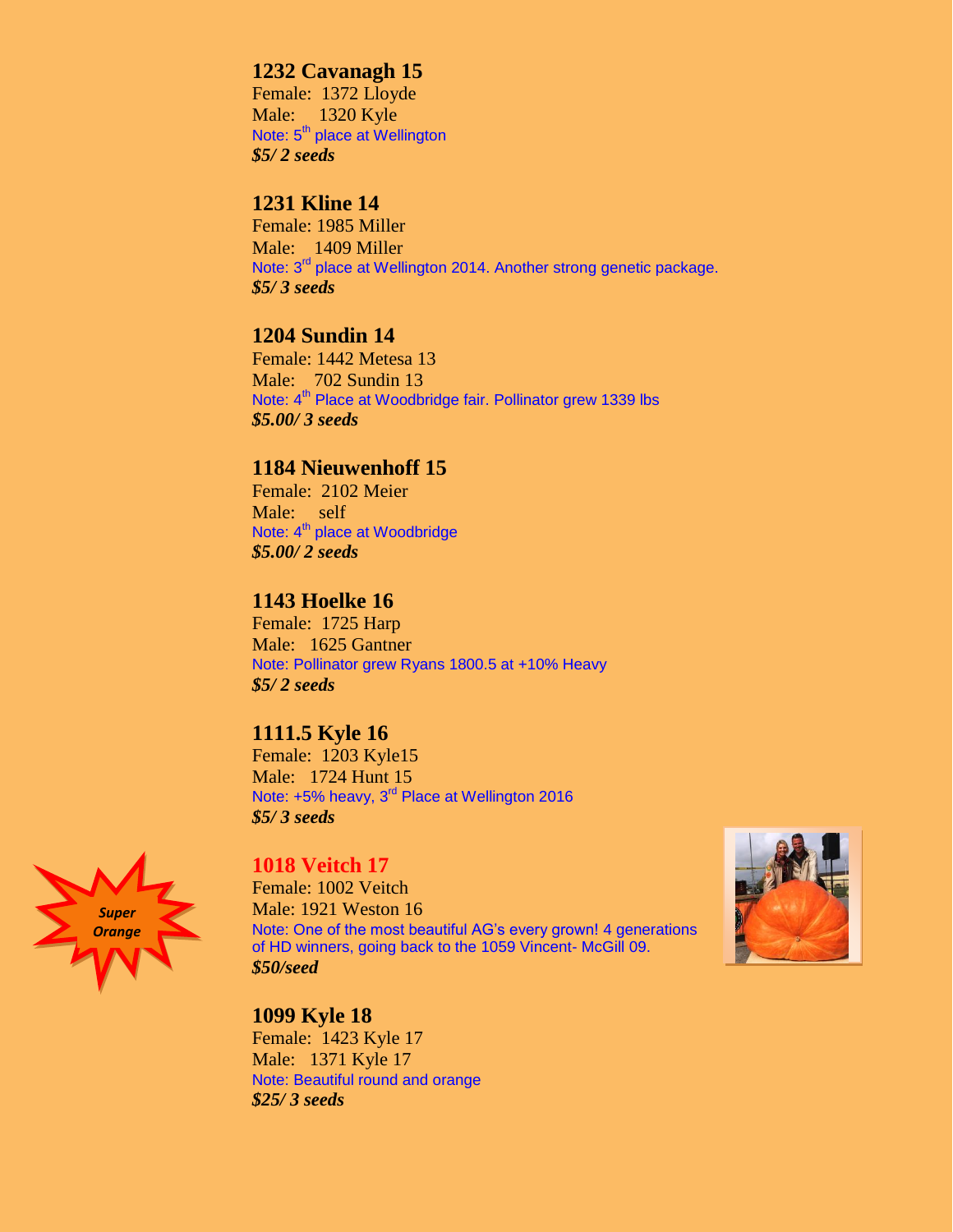### 1232 Cavanagh 15

Female: 1372 Lloyde
Male: 1320 Kyle
Note: 5th place at Wellington
***$5/ 2 seeds***

### 1231 Kline 14

Female: 1985 Miller
Male: 1409 Miller
Note: 3rd place at Wellington 2014. Another strong genetic package.
***$5/ 3 seeds***

### 1204 Sundin 14

Female: 1442 Metesa 13
Male: 702 Sundin 13
Note: 4th Place at Woodbridge fair. Pollinator grew 1339 lbs
***$5.00/ 3 seeds***

### 1184 Nieuwenhoff 15

Female: 2102 Meier
Male: self
Note: 4th place at Woodbridge
***$5.00/ 2 seeds***

### 1143 Hoelke 16

Female: 1725 Harp
Male: 1625 Gantner
Note: Pollinator grew Ryans 1800.5 at +10% Heavy
***$5/ 2 seeds***

### 1111.5 Kyle 16

Female: 1203 Kyle15
Male: 1724 Hunt 15
Note: +5% heavy, 3rd Place at Wellington 2016
***$5/ 3 seeds***

*Super Orange*

### 1018 Veitch 17

Female: 1002 Veitch
Male: 1921 Weston 16
Note: One of the most beautiful AG's every grown! 4 generations of HD winners, going back to the 1059 Vincent- McGill 09.
***$50/seed***

### 1099 Kyle 18

Female: 1423 Kyle 17
Male: 1371 Kyle 17
Note: Beautiful round and orange
***$25/ 3 seeds***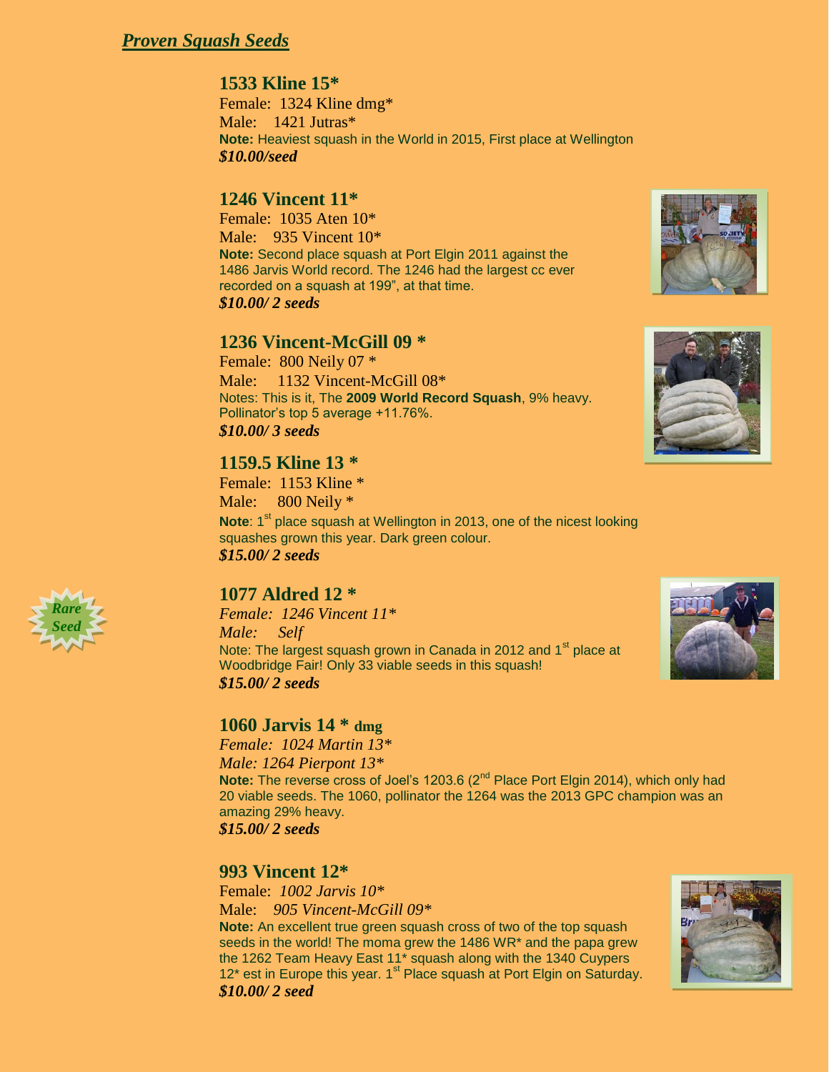## *Proven Squash Seeds*

### 1533 Kline 15*

Female: 1324 Kline dmg*
Male: 1421 Jutras*
**Note:** Heaviest squash in the World in 2015, First place at Wellington
***$10.00/seed***

### 1246 Vincent 11*

Female: 1035 Aten 10*
Male: 935 Vincent 10*
**Note:** Second place squash at Port Elgin 2011 against the 1486 Jarvis World record. The 1246 had the largest cc ever recorded on a squash at 199", at that time.
***$10.00/ 2 seeds***

### 1236 Vincent-McGill 09 *

Female: 800 Neily 07 *
Male: 1132 Vincent-McGill 08*
Notes: This is it, The **2009 World Record Squash**, 9% heavy. Pollinator's top 5 average +11.76%.
***$10.00/ 3 seeds***

### 1159.5 Kline 13 *

Female: 1153 Kline *
Male: 800 Neily *
**Note**: 1st place squash at Wellington in 2013, one of the nicest looking squashes grown this year. Dark green colour.
***$15.00/ 2 seeds***

*Rare Seed*

### 1077 Aldred 12 *

*Female: 1246 Vincent 11**
*Male: Self*
Note: The largest squash grown in Canada in 2012 and 1st place at Woodbridge Fair! Only 33 viable seeds in this squash!
***$15.00/ 2 seeds***

### 1060 Jarvis 14 * dmg

*Female: 1024 Martin 13**
*Male: 1264 Pierpont 13**
**Note:** The reverse cross of Joel's 1203.6 (2nd Place Port Elgin 2014), which only had 20 viable seeds. The 1060, pollinator the 1264 was the 2013 GPC champion was an amazing 29% heavy.
***$15.00/ 2 seeds***

### 993 Vincent 12*

Female: *1002 Jarvis 10**
Male: *905 Vincent-McGill 09**
**Note:** An excellent true green squash cross of two of the top squash seeds in the world! The moma grew the 1486 WR* and the papa grew the 1262 Team Heavy East 11* squash along with the 1340 Cuypers 12* est in Europe this year. 1st Place squash at Port Elgin on Saturday.
***$10.00/ 2 seed***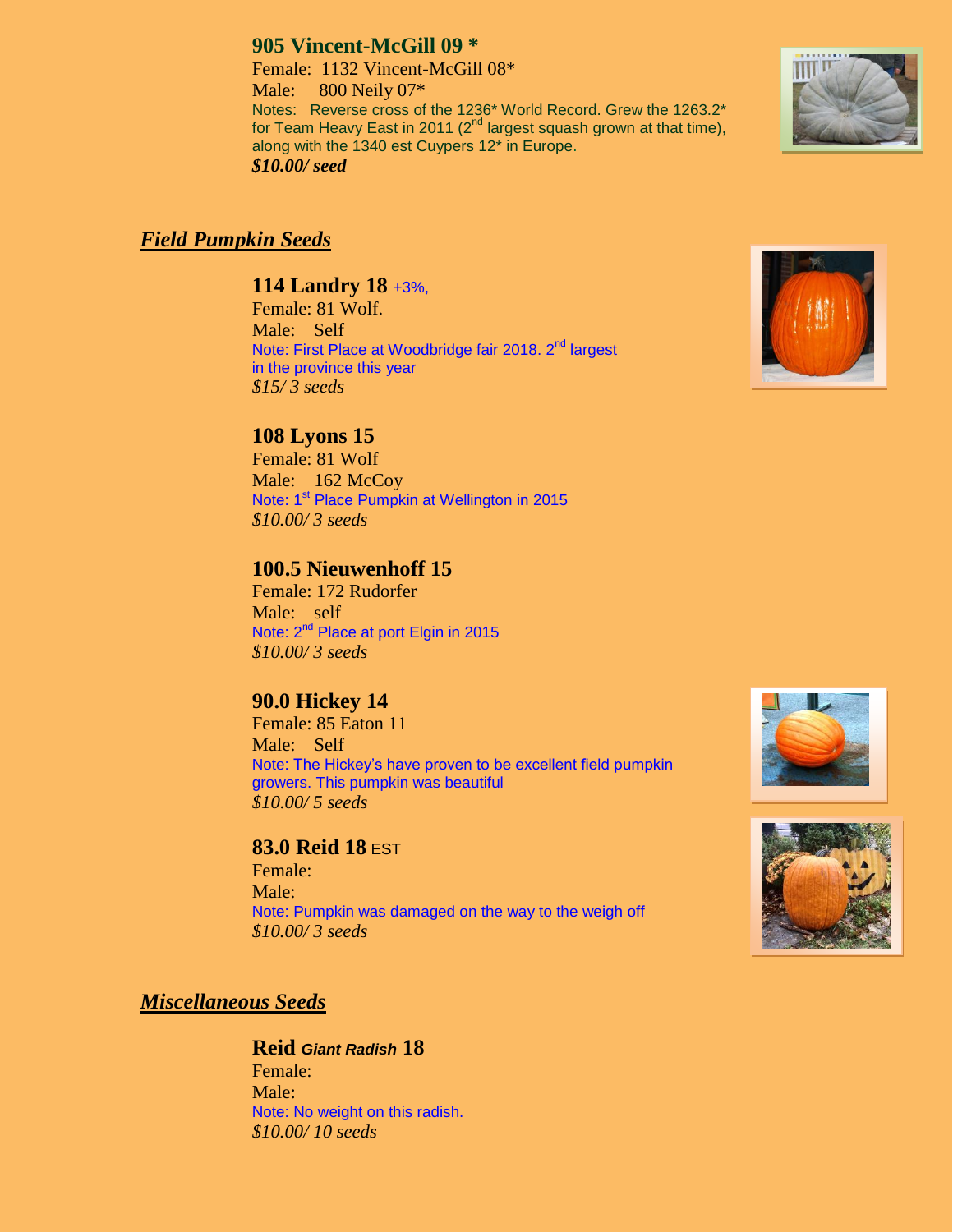### 905 Vincent-McGill 09 *

Female: 1132 Vincent-McGill 08*
Male: 800 Neily 07*
Notes: Reverse cross of the 1236* World Record. Grew the 1263.2* for Team Heavy East in 2011 (2nd largest squash grown at that time), along with the 1340 est Cuypers 12* in Europe.
***$10.00/ seed***

## ***Field Pumpkin Seeds***

### 114 Landry 18 +3%,

Female: 81 Wolf.
Male: Self
Note: First Place at Woodbridge fair 2018. 2nd largest in the province this year
*$15/ 3 seeds*

### 108 Lyons 15

Female: 81 Wolf
Male: 162 McCoy
Note: 1st Place Pumpkin at Wellington in 2015
*$10.00/ 3 seeds*

### 100.5 Nieuwenhoff 15

Female: 172 Rudorfer
Male: self
Note: 2nd Place at port Elgin in 2015
*$10.00/ 3 seeds*

### 90.0 Hickey 14

Female: 85 Eaton 11
Male: Self
Note: The Hickey's have proven to be excellent field pumpkin growers. This pumpkin was beautiful
*$10.00/ 5 seeds*

### 83.0 Reid 18 EST

Female:
Male:
Note: Pumpkin was damaged on the way to the weigh off
*$10.00/ 3 seeds*

## ***Miscellaneous Seeds***

### Reid *Giant Radish* 18

Female:
Male:
Note: No weight on this radish.
*$10.00/ 10 seeds*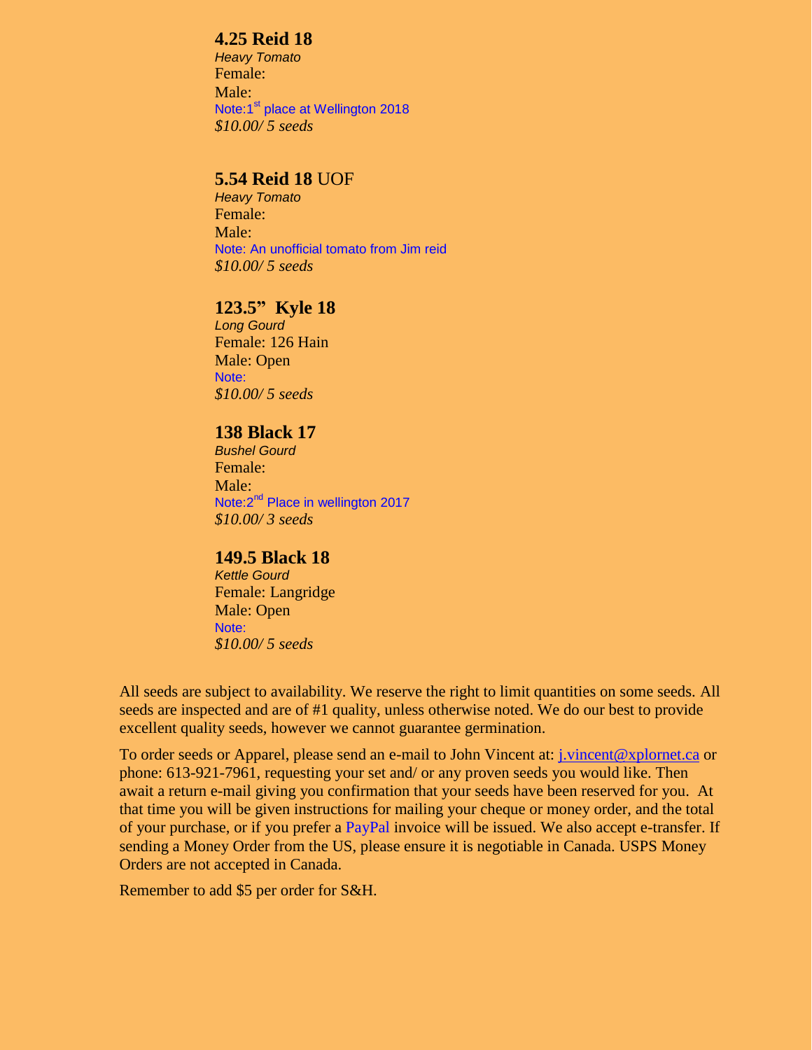**4.25 Reid 18**
*Heavy Tomato*
Female:
Male:
Note:1st place at Wellington 2018
*$10.00/ 5 seeds*

**5.54 Reid 18** UOF
*Heavy Tomato*
Female:
Male:
Note: An unofficial tomato from Jim reid
*$10.00/ 5 seeds*

**123.5" Kyle 18**
*Long Gourd*
Female: 126 Hain
Male: Open
Note:
*$10.00/ 5 seeds*

**138 Black 17**
*Bushel Gourd*
Female:
Male:
Note:2nd Place in wellington 2017
*$10.00/ 3 seeds*

**149.5 Black 18**
*Kettle Gourd*
Female: Langridge
Male: Open
Note:
*$10.00/ 5 seeds*

All seeds are subject to availability. We reserve the right to limit quantities on some seeds. All seeds are inspected and are of #1 quality, unless otherwise noted. We do our best to provide excellent quality seeds, however we cannot guarantee germination.

To order seeds or Apparel, please send an e-mail to John Vincent at: j.vincent@xplornet.ca or phone: 613-921-7961, requesting your set and/ or any proven seeds you would like. Then await a return e-mail giving you confirmation that your seeds have been reserved for you. At that time you will be given instructions for mailing your cheque or money order, and the total of your purchase, or if you prefer a PayPal invoice will be issued. We also accept e-transfer. If sending a Money Order from the US, please ensure it is negotiable in Canada. USPS Money Orders are not accepted in Canada.

Remember to add $5 per order for S&H.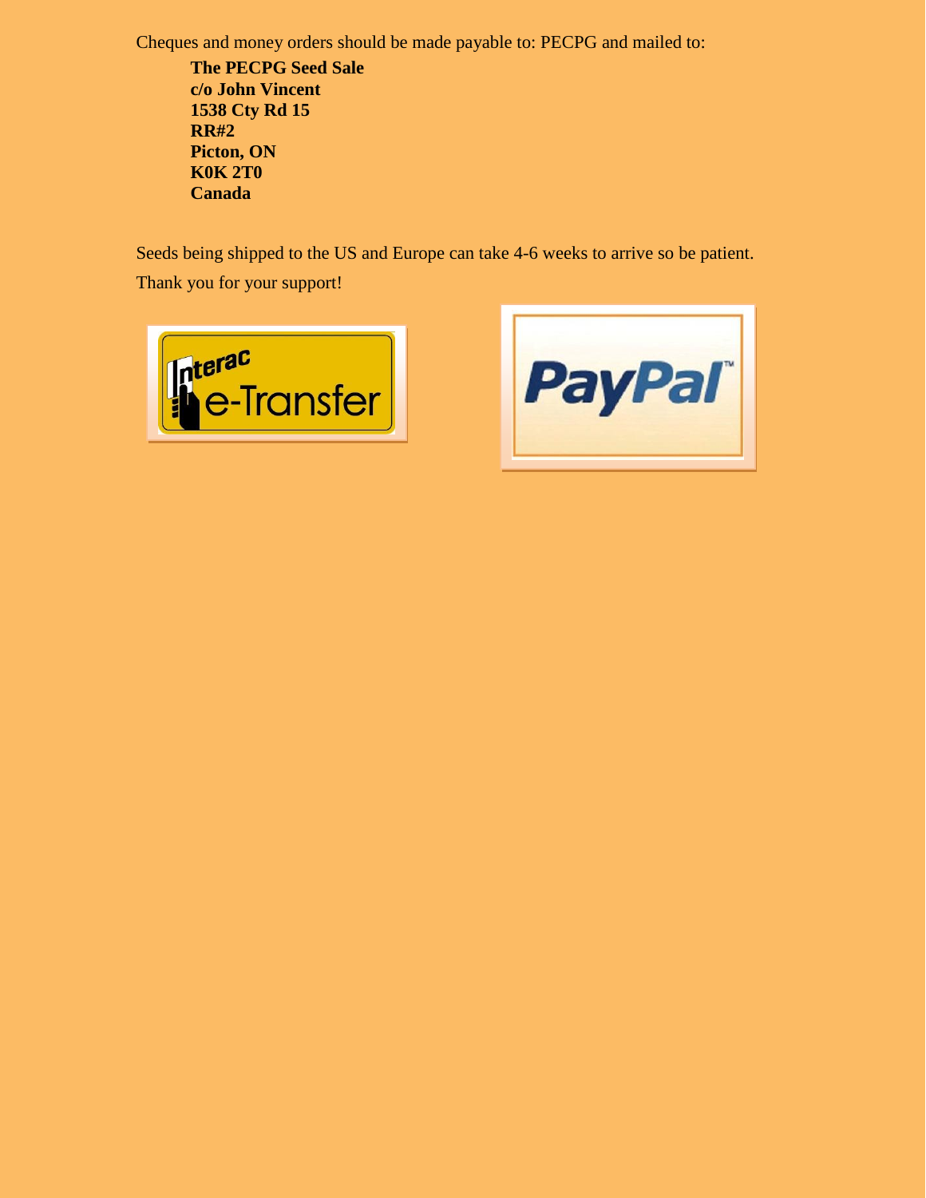Cheques and money orders should be made payable to: PECPG and mailed to:

**The PECPG Seed Sale**
**c/o John Vincent**
**1538 Cty Rd 15**
**RR#2**
**Picton, ON**
**K0K 2T0**
**Canada**

Seeds being shipped to the US and Europe can take 4-6 weeks to arrive so be patient.

Thank you for your support!